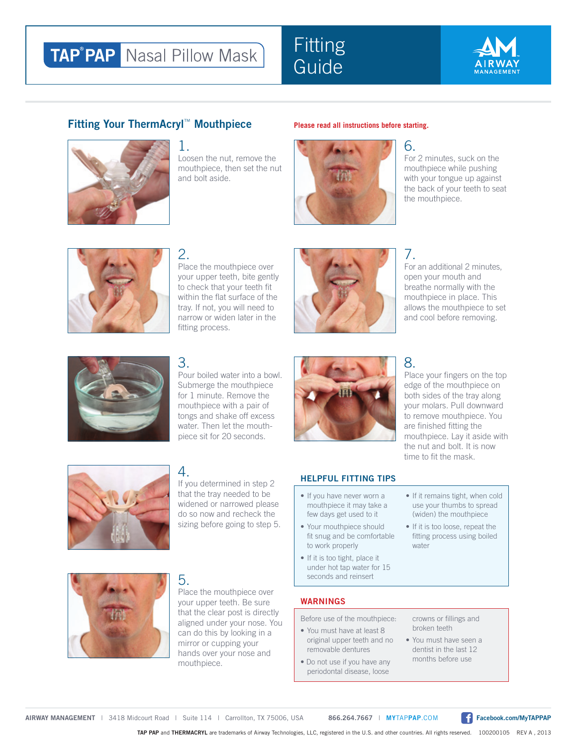# TAP® PAP Nasal Pillow Mask — Fitting Guide

AM AIRWAY MANAGEMENT

## Fitting Your ThermAcryl™ Mouthpiece

**Please read all instructions before starting.**

1. Loosen the nut, remove the mouthpiece, then set the nut and bolt aside.

2. Place the mouthpiece over your upper teeth, bite gently to check that your teeth fit within the flat surface of the tray. If not, you will need to narrow or widen later in the fitting process.

3. Pour boiled water into a bowl. Submerge the mouthpiece for 1 minute. Remove the mouthpiece with a pair of tongs and shake off excess water. Then let the mouthpiece sit for 20 seconds.

4. If you determined in step 2 that the tray needed to be widened or narrowed please do so now and recheck the sizing before going to step 5.

5. Place the mouthpiece over your upper teeth. Be sure that the clear post is directly aligned under your nose. You can do this by looking in a mirror or cupping your hands over your nose and mouthpiece.

6. For 2 minutes, suck on the mouthpiece while pushing with your tongue up against the back of your teeth to seat the mouthpiece.

7. For an additional 2 minutes, open your mouth and breathe normally with the mouthpiece in place. This allows the mouthpiece to set and cool before removing.

8. Place your fingers on the top edge of the mouthpiece on both sides of the tray along your molars. Pull downward to remove mouthpiece. You are finished fitting the mouthpiece. Lay it aside with the nut and bolt. It is now time to fit the mask.

### HELPFUL FITTING TIPS

- If you have never worn a mouthpiece it may take a few days get used to it
- Your mouthpiece should fit snug and be comfortable to work properly
- If it is too tight, place it under hot tap water for 15 seconds and reinsert
- If it remains tight, when cold use your thumbs to spread (widen) the mouthpiece
- If it is too loose, repeat the fitting process using boiled water

### WARNINGS

Before use of the mouthpiece:

- You must have at least 8 original upper teeth and no removable dentures
- Do not use if you have any periodontal disease, loose crowns or fillings and broken teeth
- You must have seen a dentist in the last 12 months before use

**AIRWAY MANAGEMENT** | 3418 Midcourt Road | Suite 114 | Carrollton, TX 75006, USA **866.264.7667** | MYTAPPAP.COM Facebook.com/MyTAPPAP

**TAP PAP** and **THERMACRYL** are trademarks of Airway Technologies, LLC, registered in the U.S. and other countries. All rights reserved. 100200105 REV A , 2013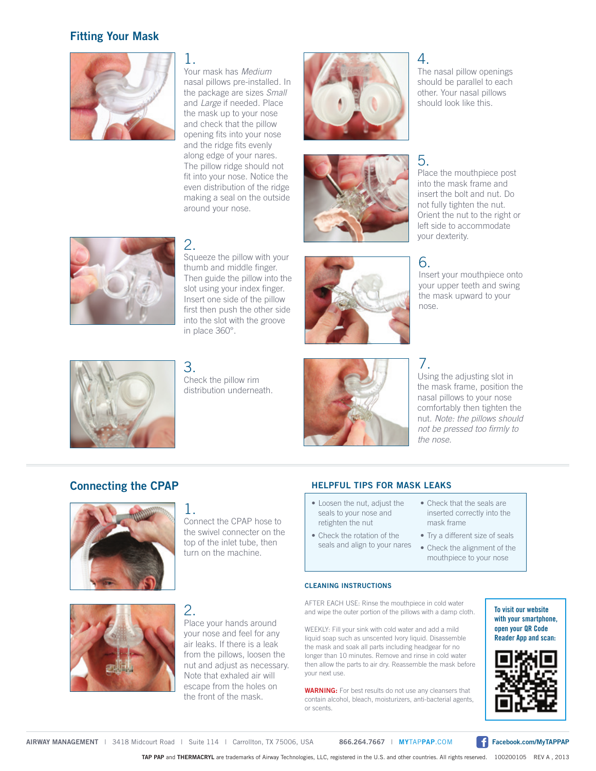## Fitting Your Mask

1.
Your mask has *Medium* nasal pillows pre-installed. In the package are sizes *Small* and *Large* if needed. Place the mask up to your nose and check that the pillow opening fits into your nose and the ridge fits evenly along edge of your nares. The pillow ridge should not fit into your nose. Notice the even distribution of the ridge making a seal on the outside around your nose.

2.
Squeeze the pillow with your thumb and middle finger. Then guide the pillow into the slot using your index finger. Insert one side of the pillow first then push the other side into the slot with the groove in place 360°.

3.
Check the pillow rim distribution underneath.

4.
The nasal pillow openings should be parallel to each other. Your nasal pillows should look like this.

5.
Place the mouthpiece post into the mask frame and insert the bolt and nut. Do not fully tighten the nut. Orient the nut to the right or left side to accommodate your dexterity.

6.
Insert your mouthpiece onto your upper teeth and swing the mask upward to your nose.

7.
Using the adjusting slot in the mask frame, position the nasal pillows to your nose comfortably then tighten the nut. *Note: the pillows should not be pressed too firmly to the nose.*

## Connecting the CPAP

1.
Connect the CPAP hose to the swivel connecter on the top of the inlet tube, then turn on the machine.

2.
Place your hands around your nose and feel for any air leaks. If there is a leak from the pillows, loosen the nut and adjust as necessary. Note that exhaled air will escape from the holes on the front of the mask.

### HELPFUL TIPS FOR MASK LEAKS

- Loosen the nut, adjust the seals to your nose and retighten the nut
- Check the rotation of the seals and align to your nares
- Check that the seals are inserted correctly into the mask frame
- Try a different size of seals
- Check the alignment of the mouthpiece to your nose

### CLEANING INSTRUCTIONS

AFTER EACH USE: Rinse the mouthpiece in cold water and wipe the outer portion of the pillows with a damp cloth.

WEEKLY: Fill your sink with cold water and add a mild liquid soap such as unscented Ivory liquid. Disassemble the mask and soak all parts including headgear for no longer than 10 minutes. Remove and rinse in cold water then allow the parts to air dry. Reassemble the mask before your next use.

**WARNING:** For best results do not use any cleansers that contain alcohol, bleach, moisturizers, anti-bacterial agents, or scents.

**To visit our website with your smartphone, open your QR Code Reader App and scan:**

**AIRWAY MANAGEMENT** | 3418 Midcourt Road | Suite 114 | Carrollton, TX 75006, USA 866.264.7667 | MYTAPPAP.COM Facebook.com/MyTAPPAP

**TAP PAP** and **THERMACRYL** are trademarks of Airway Technologies, LLC, registered in the U.S. and other countries. All rights reserved. 100200105 REV A , 2013